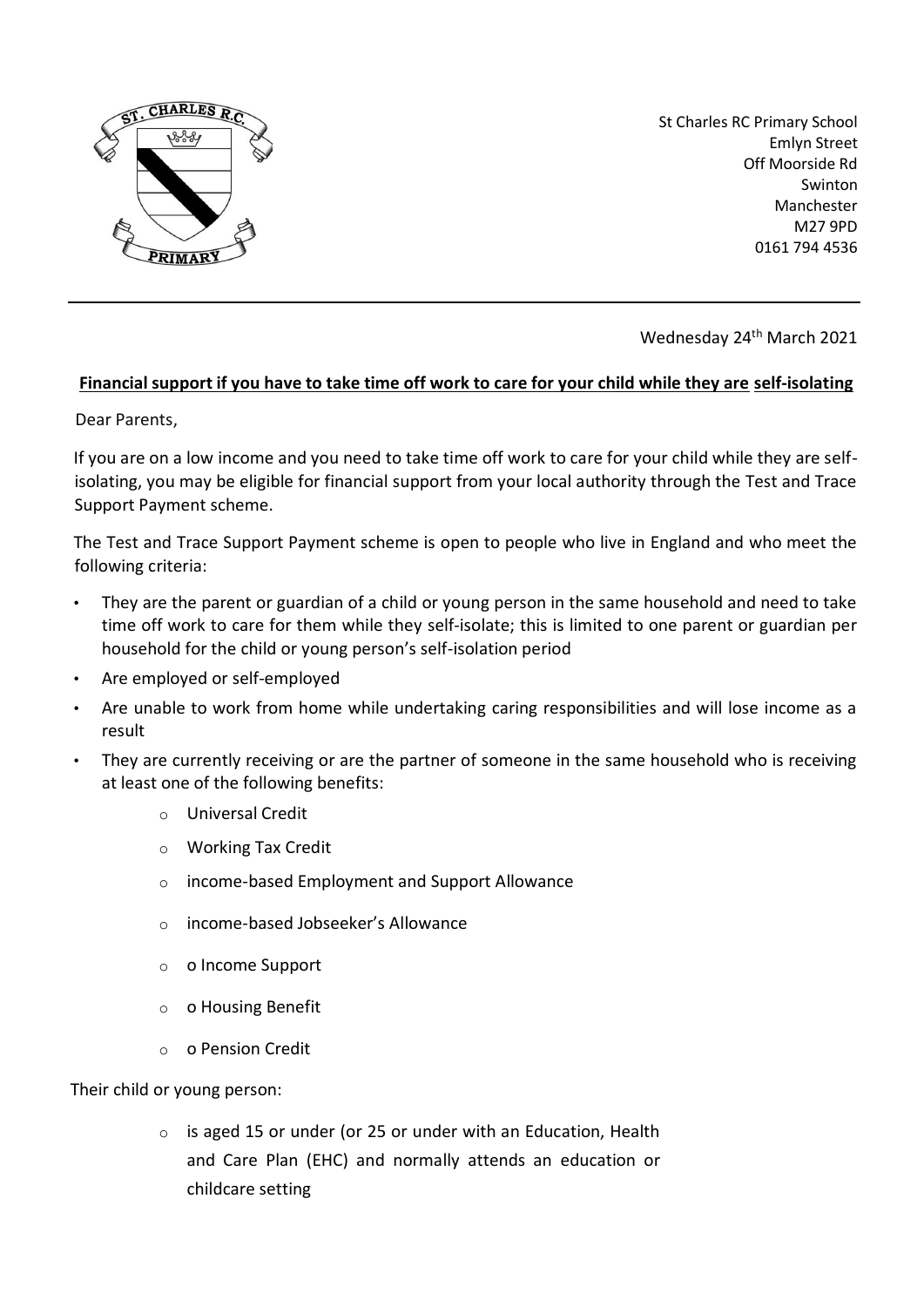St Charles RC Primary School
Emlyn Street
Off Moorside Rd
Swinton
Manchester
M27 9PD
0161 794 4536

Wednesday 24th March 2021

**Financial support if you have to take time off work to care for your child while they are self-isolating**

Dear Parents,

If you are on a low income and you need to take time off work to care for your child while they are self-isolating, you may be eligible for financial support from your local authority through the Test and Trace Support Payment scheme.

The Test and Trace Support Payment scheme is open to people who live in England and who meet the following criteria:

- They are the parent or guardian of a child or young person in the same household and need to take time off work to care for them while they self-isolate; this is limited to one parent or guardian per household for the child or young person's self-isolation period
- Are employed or self-employed
- Are unable to work from home while undertaking caring responsibilities and will lose income as a result
- They are currently receiving or are the partner of someone in the same household who is receiving at least one of the following benefits:
    - Universal Credit
    - Working Tax Credit
    - income-based Employment and Support Allowance
    - income-based Jobseeker's Allowance
    - o Income Support
    - o Housing Benefit
    - o Pension Credit

Their child or young person:

- is aged 15 or under (or 25 or under with an Education, Health and Care Plan (EHC) and normally attends an education or childcare setting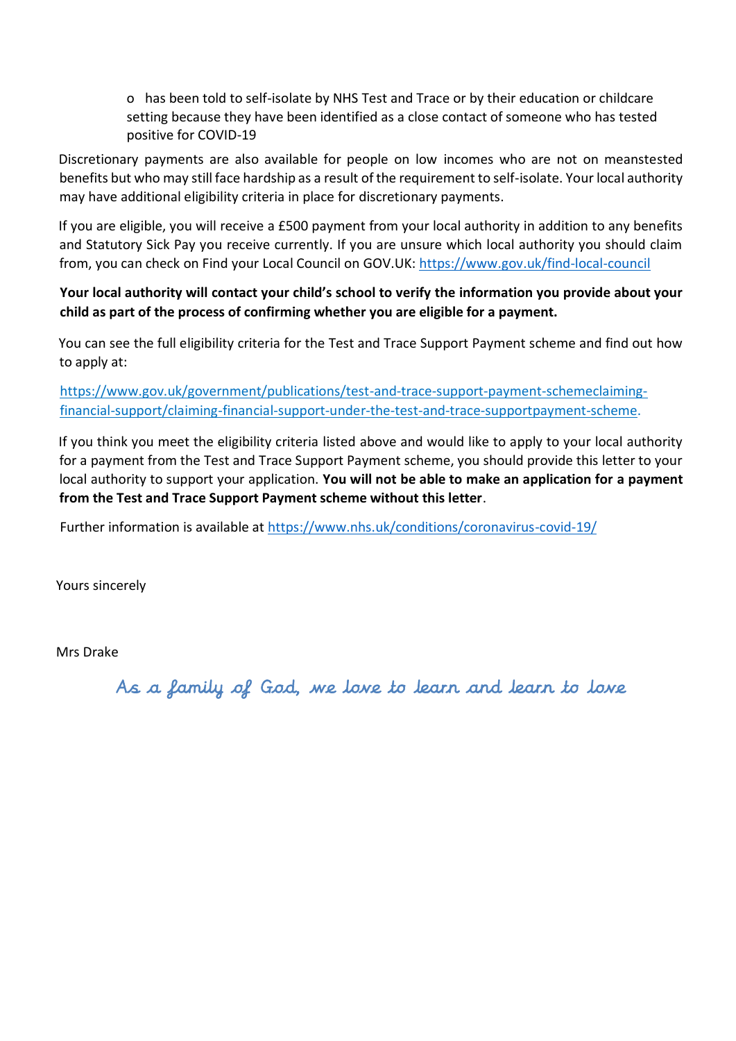- o has been told to self-isolate by NHS Test and Trace or by their education or childcare setting because they have been identified as a close contact of someone who has tested positive for COVID-19

Discretionary payments are also available for people on low incomes who are not on meanstested benefits but who may still face hardship as a result of the requirement to self-isolate. Your local authority may have additional eligibility criteria in place for discretionary payments.

If you are eligible, you will receive a £500 payment from your local authority in addition to any benefits and Statutory Sick Pay you receive currently. If you are unsure which local authority you should claim from, you can check on Find your Local Council on GOV.UK: https://www.gov.uk/find-local-council

**Your local authority will contact your child's school to verify the information you provide about your child as part of the process of confirming whether you are eligible for a payment.**

You can see the full eligibility criteria for the Test and Trace Support Payment scheme and find out how to apply at:

https://www.gov.uk/government/publications/test-and-trace-support-payment-schemeclaiming-financial-support/claiming-financial-support-under-the-test-and-trace-supportpayment-scheme.

If you think you meet the eligibility criteria listed above and would like to apply to your local authority for a payment from the Test and Trace Support Payment scheme, you should provide this letter to your local authority to support your application. **You will not be able to make an application for a payment from the Test and Trace Support Payment scheme without this letter**.

Further information is available at https://www.nhs.uk/conditions/coronavirus-covid-19/

Yours sincerely

Mrs Drake

*As a family of God, we love to learn and learn to love*